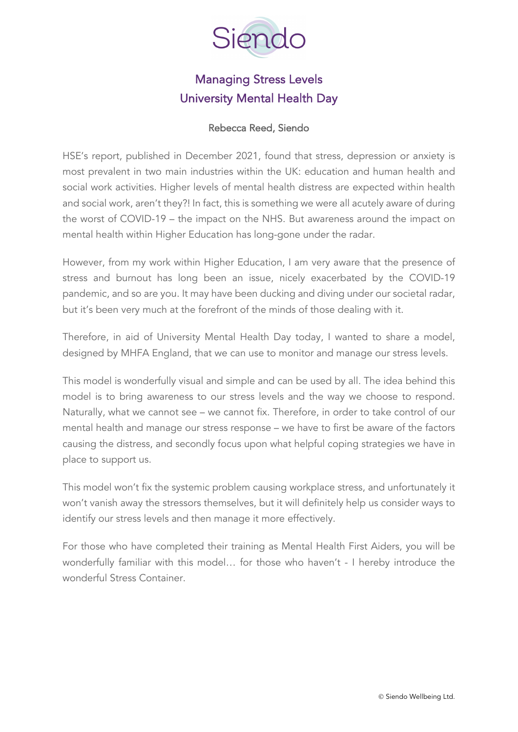Siendo

# Managing Stress Levels
# University Mental Health Day

Rebecca Reed, Siendo

HSE's report, published in December 2021, found that stress, depression or anxiety is most prevalent in two main industries within the UK: education and human health and social work activities. Higher levels of mental health distress are expected within health and social work, aren't they?! In fact, this is something we were all acutely aware of during the worst of COVID-19 – the impact on the NHS. But awareness around the impact on mental health within Higher Education has long-gone under the radar.

However, from my work within Higher Education, I am very aware that the presence of stress and burnout has long been an issue, nicely exacerbated by the COVID-19 pandemic, and so are you. It may have been ducking and diving under our societal radar, but it's been very much at the forefront of the minds of those dealing with it.

Therefore, in aid of University Mental Health Day today, I wanted to share a model, designed by MHFA England, that we can use to monitor and manage our stress levels.

This model is wonderfully visual and simple and can be used by all. The idea behind this model is to bring awareness to our stress levels and the way we choose to respond. Naturally, what we cannot see – we cannot fix. Therefore, in order to take control of our mental health and manage our stress response – we have to first be aware of the factors causing the distress, and secondly focus upon what helpful coping strategies we have in place to support us.

This model won't fix the systemic problem causing workplace stress, and unfortunately it won't vanish away the stressors themselves, but it will definitely help us consider ways to identify our stress levels and then manage it more effectively.

For those who have completed their training as Mental Health First Aiders, you will be wonderfully familiar with this model… for those who haven't - I hereby introduce the wonderful Stress Container.

© Siendo Wellbeing Ltd.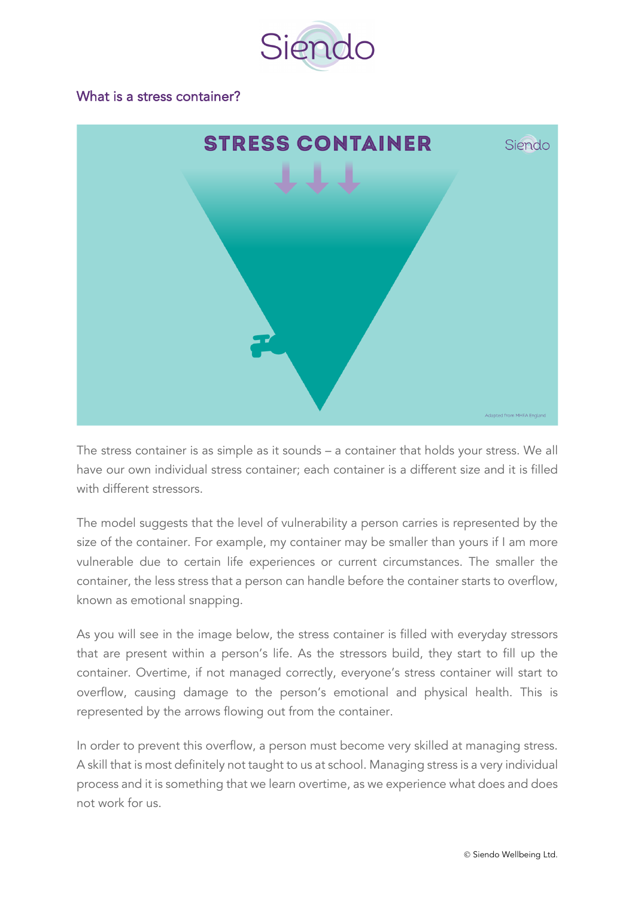## What is a stress container?

The stress container is as simple as it sounds – a container that holds your stress. We all have our own individual stress container; each container is a different size and it is filled with different stressors.

The model suggests that the level of vulnerability a person carries is represented by the size of the container. For example, my container may be smaller than yours if I am more vulnerable due to certain life experiences or current circumstances. The smaller the container, the less stress that a person can handle before the container starts to overflow, known as emotional snapping.

As you will see in the image below, the stress container is filled with everyday stressors that are present within a person's life. As the stressors build, they start to fill up the container. Overtime, if not managed correctly, everyone's stress container will start to overflow, causing damage to the person's emotional and physical health. This is represented by the arrows flowing out from the container.

In order to prevent this overflow, a person must become very skilled at managing stress. A skill that is most definitely not taught to us at school. Managing stress is a very individual process and it is something that we learn overtime, as we experience what does and does not work for us.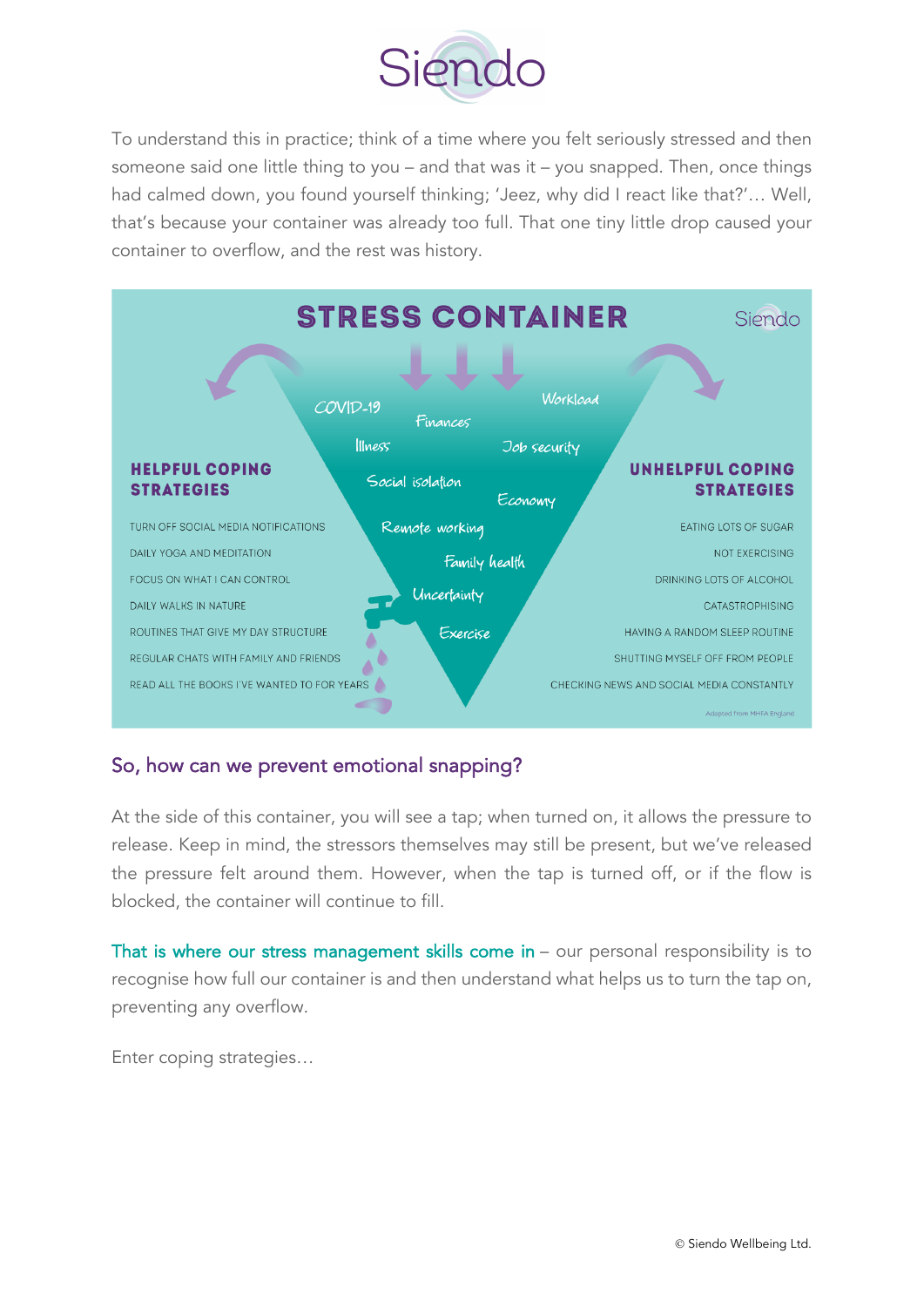To understand this in practice; think of a time where you felt seriously stressed and then someone said one little thing to you – and that was it – you snapped. Then, once things had calmed down, you found yourself thinking; 'Jeez, why did I react like that?'… Well, that's because your container was already too full. That one tiny little drop caused your container to overflow, and the rest was history.

## STRESS CONTAINER

COVID-19

Workload

Finances

Illness

Job security

Social isolation

Economy

Remote working

Family health

Uncertainty

Exercise

**HELPFUL COPING STRATEGIES**

- TURN OFF SOCIAL MEDIA NOTIFICATIONS
- DAILY YOGA AND MEDITATION
- FOCUS ON WHAT I CAN CONTROL
- DAILY WALKS IN NATURE
- ROUTINES THAT GIVE MY DAY STRUCTURE
- REGULAR CHATS WITH FAMILY AND FRIENDS
- READ ALL THE BOOKS I'VE WANTED TO FOR YEARS

**UNHELPFUL COPING STRATEGIES**

- EATING LOTS OF SUGAR
- NOT EXERCISING
- DRINKING LOTS OF ALCOHOL
- CATASTROPHISING
- HAVING A RANDOM SLEEP ROUTINE
- SHUTTING MYSELF OFF FROM PEOPLE
- CHECKING NEWS AND SOCIAL MEDIA CONSTANTLY

Adapted from MHFA England

## So, how can we prevent emotional snapping?

At the side of this container, you will see a tap; when turned on, it allows the pressure to release. Keep in mind, the stressors themselves may still be present, but we've released the pressure felt around them. However, when the tap is turned off, or if the flow is blocked, the container will continue to fill.

That is where our stress management skills come in – our personal responsibility is to recognise how full our container is and then understand what helps us to turn the tap on, preventing any overflow.

Enter coping strategies…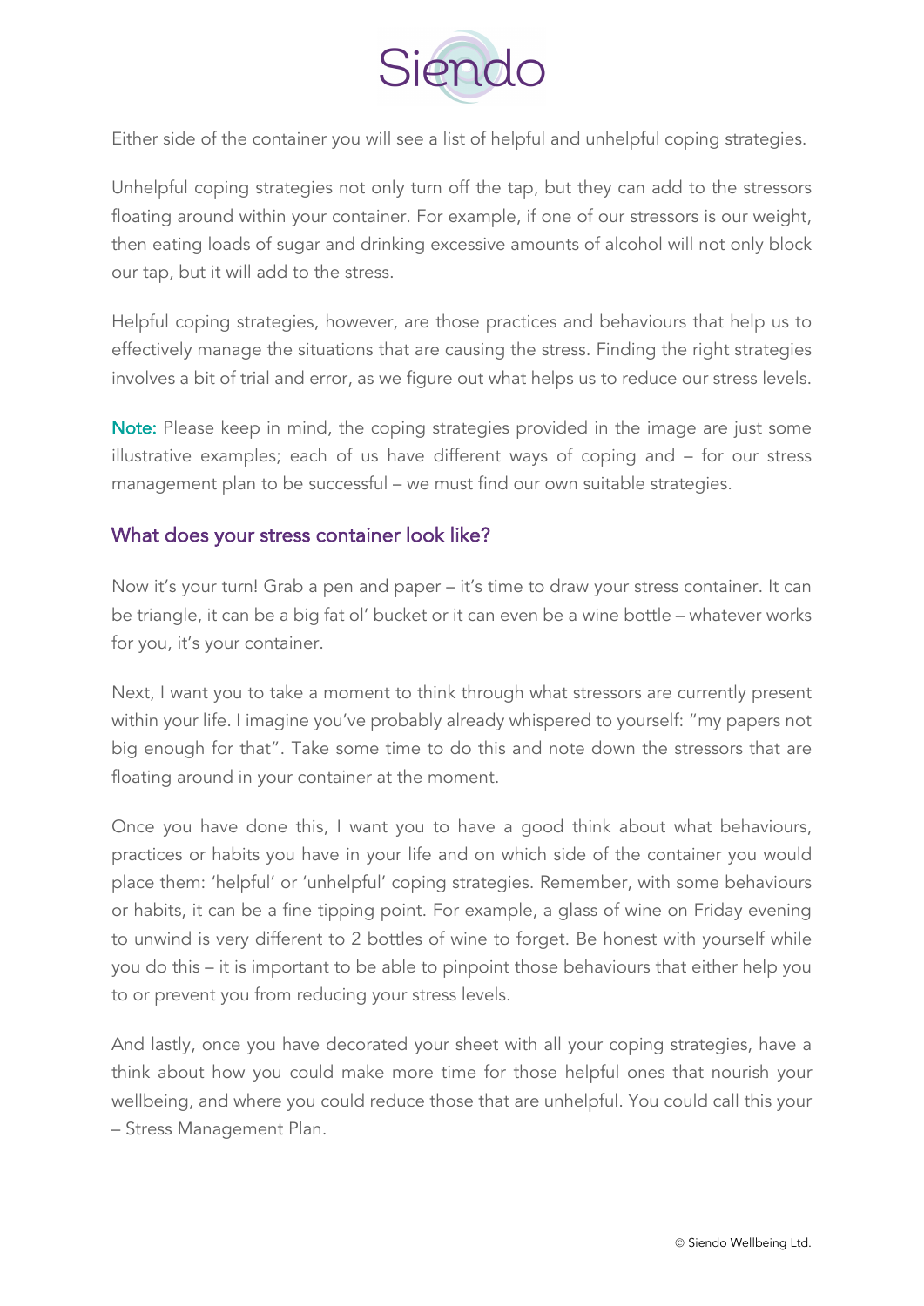Either side of the container you will see a list of helpful and unhelpful coping strategies.

Unhelpful coping strategies not only turn off the tap, but they can add to the stressors floating around within your container. For example, if one of our stressors is our weight, then eating loads of sugar and drinking excessive amounts of alcohol will not only block our tap, but it will add to the stress.

Helpful coping strategies, however, are those practices and behaviours that help us to effectively manage the situations that are causing the stress. Finding the right strategies involves a bit of trial and error, as we figure out what helps us to reduce our stress levels.

Note: Please keep in mind, the coping strategies provided in the image are just some illustrative examples; each of us have different ways of coping and – for our stress management plan to be successful – we must find our own suitable strategies.

## What does your stress container look like?

Now it's your turn! Grab a pen and paper – it's time to draw your stress container. It can be triangle, it can be a big fat ol' bucket or it can even be a wine bottle – whatever works for you, it's your container.

Next, I want you to take a moment to think through what stressors are currently present within your life. I imagine you've probably already whispered to yourself: "my papers not big enough for that". Take some time to do this and note down the stressors that are floating around in your container at the moment.

Once you have done this, I want you to have a good think about what behaviours, practices or habits you have in your life and on which side of the container you would place them: 'helpful' or 'unhelpful' coping strategies. Remember, with some behaviours or habits, it can be a fine tipping point. For example, a glass of wine on Friday evening to unwind is very different to 2 bottles of wine to forget. Be honest with yourself while you do this – it is important to be able to pinpoint those behaviours that either help you to or prevent you from reducing your stress levels.

And lastly, once you have decorated your sheet with all your coping strategies, have a think about how you could make more time for those helpful ones that nourish your wellbeing, and where you could reduce those that are unhelpful. You could call this your – Stress Management Plan.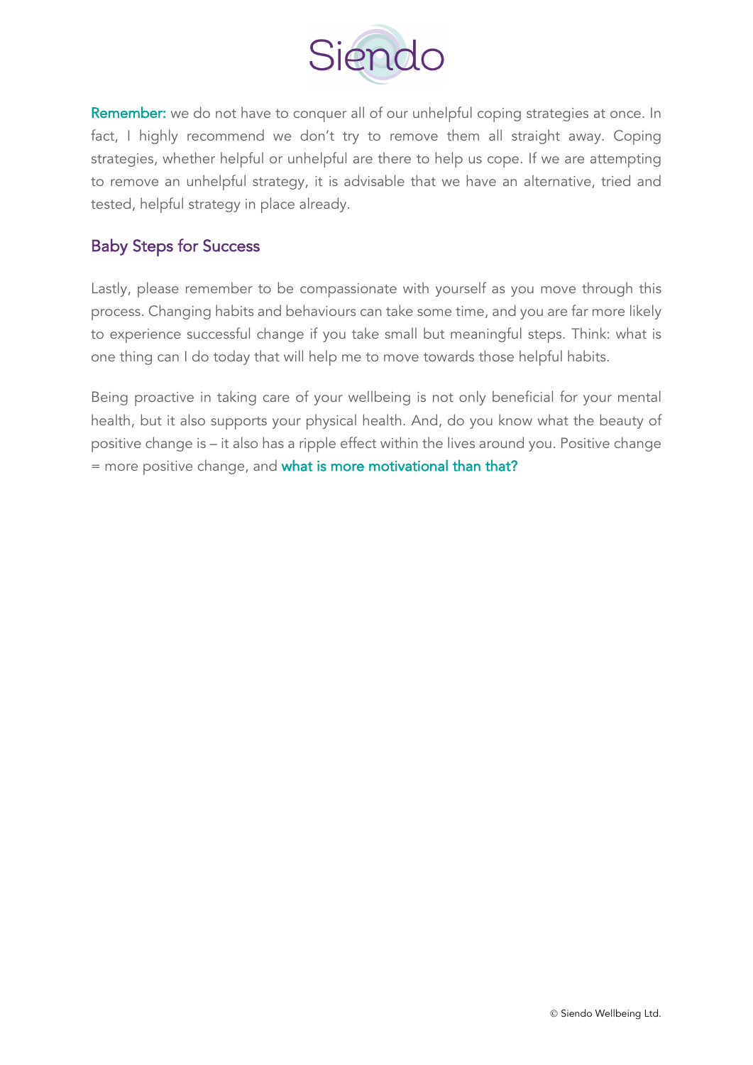**Remember:** we do not have to conquer all of our unhelpful coping strategies at once. In fact, I highly recommend we don't try to remove them all straight away. Coping strategies, whether helpful or unhelpful are there to help us cope. If we are attempting to remove an unhelpful strategy, it is advisable that we have an alternative, tried and tested, helpful strategy in place already.

## Baby Steps for Success

Lastly, please remember to be compassionate with yourself as you move through this process. Changing habits and behaviours can take some time, and you are far more likely to experience successful change if you take small but meaningful steps. Think: what is one thing can I do today that will help me to move towards those helpful habits.

Being proactive in taking care of your wellbeing is not only beneficial for your mental health, but it also supports your physical health. And, do you know what the beauty of positive change is – it also has a ripple effect within the lives around you. Positive change = more positive change, and **what is more motivational than that?**